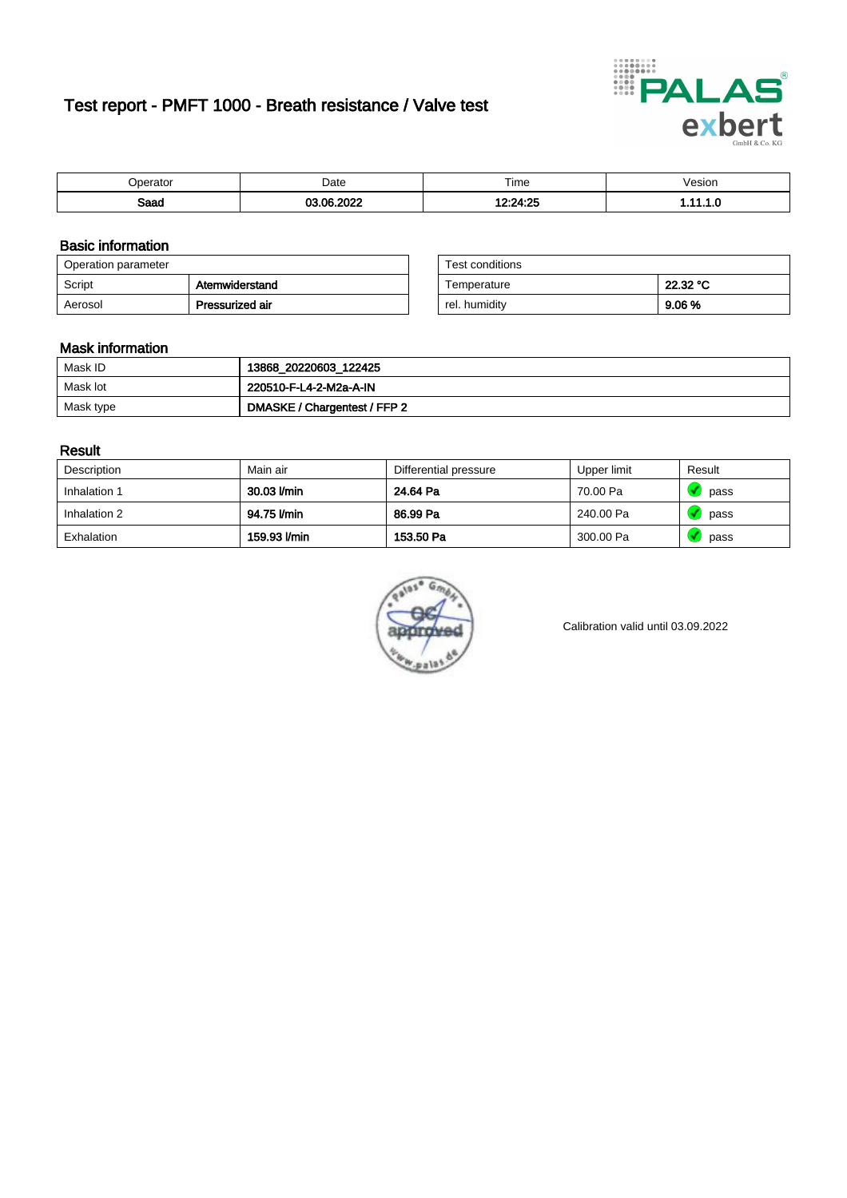# Test report - PMFT 1000 - Breath resistance / Valve test

| Operator | Date | Time | Vesion |
|---|---|---|---|
| **Saad** | **03.06.2022** | **12:24:25** | **1.11.1.0** |

## Basic information

| Operation parameter | |
|---|---|
| Script | **Atemwiderstand** |
| Aerosol | **Pressurized air** |

| Test conditions | |
|---|---|
| Temperature | **22.32 °C** |
| rel. humidity | **9.06 %** |

## Mask information

| Mask ID | **13868_20220603_122425** |
|---|---|
| Mask lot | **220510-F-L4-2-M2a-A-IN** |
| Mask type | **DMASKE / Chargentest / FFP 2** |

## Result

| Description | Main air | Differential pressure | Upper limit | Result |
|---|---|---|---|---|
| Inhalation 1 | **30.03 l/min** | **24.64 Pa** | 70.00 Pa | pass |
| Inhalation 2 | **94.75 l/min** | **86.99 Pa** | 240.00 Pa | pass |
| Exhalation | **159.93 l/min** | **153.50 Pa** | 300.00 Pa | pass |

Calibration valid until 03.09.2022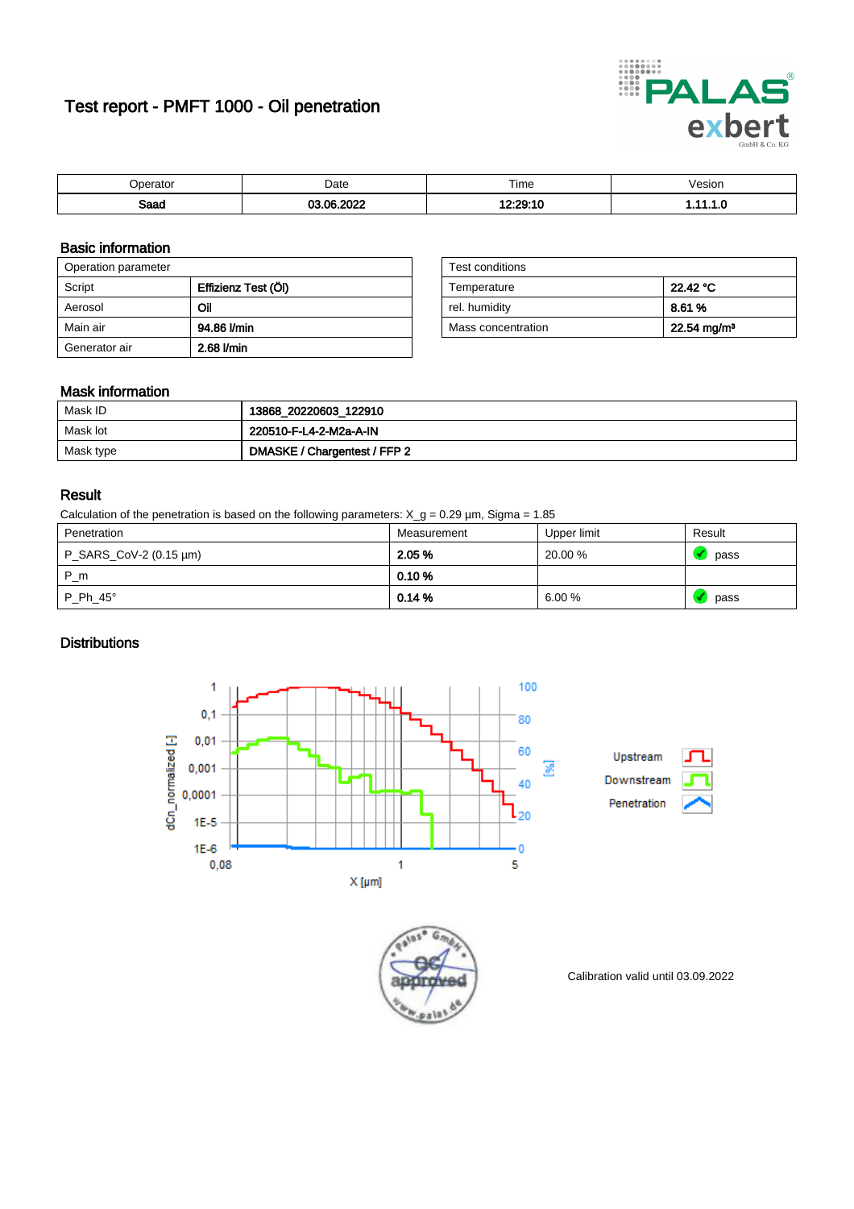# Test report - PMFT 1000 - Oil penetration

PALAS exbert GmbH & Co. KG

| Operator | Date | Time | Vesion |
|---|---|---|---|
| **Saad** | **03.06.2022** | **12:29:10** | **1.11.1.0** |

## Basic information

| Operation parameter | |
|---|---|
| Script | **Effizienz Test (Öl)** |
| Aerosol | **Oil** |
| Main air | **94.86 l/min** |
| Generator air | **2.68 l/min** |

| Test conditions | |
|---|---|
| Temperature | **22.42 °C** |
| rel. humidity | **8.61 %** |
| Mass concentration | **22.54 mg/m³** |

## Mask information

| | |
|---|---|
| Mask ID | **13868_20220603_122910** |
| Mask lot | **220510-F-L4-2-M2a-A-IN** |
| Mask type | **DMASKE / Chargentest / FFP 2** |

## Result

Calculation of the penetration is based on the following parameters: X_g = 0.29 µm, Sigma = 1.85

| Penetration | Measurement | Upper limit | Result |
|---|---|---|---|
| P_SARS_CoV-2 (0.15 µm) | **2.05 %** | 20.00 % | pass |
| P_m | **0.10 %** | | |
| P_Ph_45° | **0.14 %** | 6.00 % | pass |

## Distributions

dCn_normalized [-]
1
0,1
0,01
0,001
0,0001
1E-5
1E-6
0,08
1
5
X [µm]
[%]
100
80
60
40
20
0
Upstream
Downstream
Penetration

Calibration valid until 03.09.2022